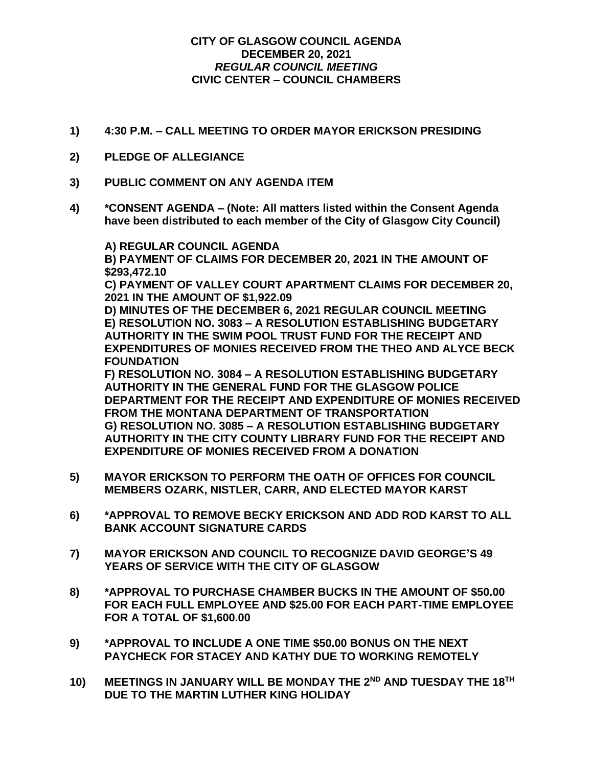**CITY OF GLASGOW COUNCIL AGENDA**
**DECEMBER 20, 2021**
***REGULAR COUNCIL MEETING***
**CIVIC CENTER – COUNCIL CHAMBERS**

**1) 4:30 P.M. – CALL MEETING TO ORDER MAYOR ERICKSON PRESIDING**

**2) PLEDGE OF ALLEGIANCE**

**3) PUBLIC COMMENT ON ANY AGENDA ITEM**

**4) *CONSENT AGENDA – (Note: All matters listed within the Consent Agenda have been distributed to each member of the City of Glasgow City Council)**

**A) REGULAR COUNCIL AGENDA**
**B) PAYMENT OF CLAIMS FOR DECEMBER 20, 2021 IN THE AMOUNT OF $293,472.10**
**C) PAYMENT OF VALLEY COURT APARTMENT CLAIMS FOR DECEMBER 20, 2021 IN THE AMOUNT OF $1,922.09**
**D) MINUTES OF THE DECEMBER 6, 2021 REGULAR COUNCIL MEETING**
**E) RESOLUTION NO. 3083 – A RESOLUTION ESTABLISHING BUDGETARY AUTHORITY IN THE SWIM POOL TRUST FUND FOR THE RECEIPT AND EXPENDITURES OF MONIES RECEIVED FROM THE THEO AND ALYCE BECK FOUNDATION**
**F) RESOLUTION NO. 3084 – A RESOLUTION ESTABLISHING BUDGETARY AUTHORITY IN THE GENERAL FUND FOR THE GLASGOW POLICE DEPARTMENT FOR THE RECEIPT AND EXPENDITURE OF MONIES RECEIVED FROM THE MONTANA DEPARTMENT OF TRANSPORTATION**
**G) RESOLUTION NO. 3085 – A RESOLUTION ESTABLISHING BUDGETARY AUTHORITY IN THE CITY COUNTY LIBRARY FUND FOR THE RECEIPT AND EXPENDITURE OF MONIES RECEIVED FROM A DONATION**

**5) MAYOR ERICKSON TO PERFORM THE OATH OF OFFICES FOR COUNCIL MEMBERS OZARK, NISTLER, CARR, AND ELECTED MAYOR KARST**

**6) *APPROVAL TO REMOVE BECKY ERICKSON AND ADD ROD KARST TO ALL BANK ACCOUNT SIGNATURE CARDS**

**7) MAYOR ERICKSON AND COUNCIL TO RECOGNIZE DAVID GEORGE'S 49 YEARS OF SERVICE WITH THE CITY OF GLASGOW**

**8) *APPROVAL TO PURCHASE CHAMBER BUCKS IN THE AMOUNT OF $50.00 FOR EACH FULL EMPLOYEE AND $25.00 FOR EACH PART-TIME EMPLOYEE FOR A TOTAL OF $1,600.00**

**9) *APPROVAL TO INCLUDE A ONE TIME $50.00 BONUS ON THE NEXT PAYCHECK FOR STACEY AND KATHY DUE TO WORKING REMOTELY**

**10) MEETINGS IN JANUARY WILL BE MONDAY THE 2ND AND TUESDAY THE 18TH DUE TO THE MARTIN LUTHER KING HOLIDAY**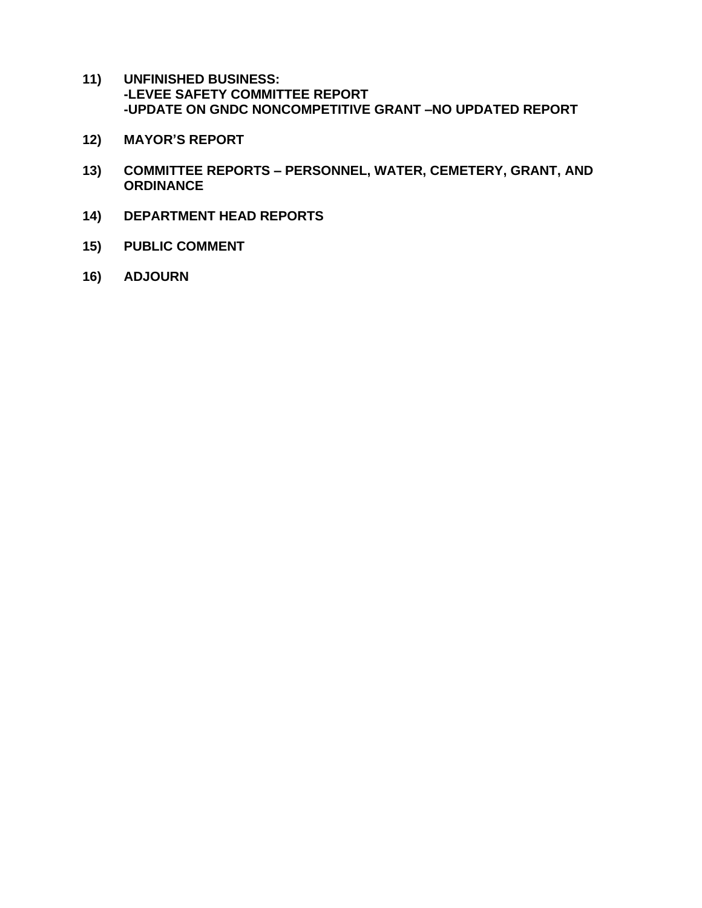**11) UNFINISHED BUSINESS:**
**-LEVEE SAFETY COMMITTEE REPORT**
**-UPDATE ON GNDC NONCOMPETITIVE GRANT –NO UPDATED REPORT**

**12) MAYOR'S REPORT**

**13) COMMITTEE REPORTS – PERSONNEL, WATER, CEMETERY, GRANT, AND ORDINANCE**

**14) DEPARTMENT HEAD REPORTS**

**15) PUBLIC COMMENT**

**16) ADJOURN**